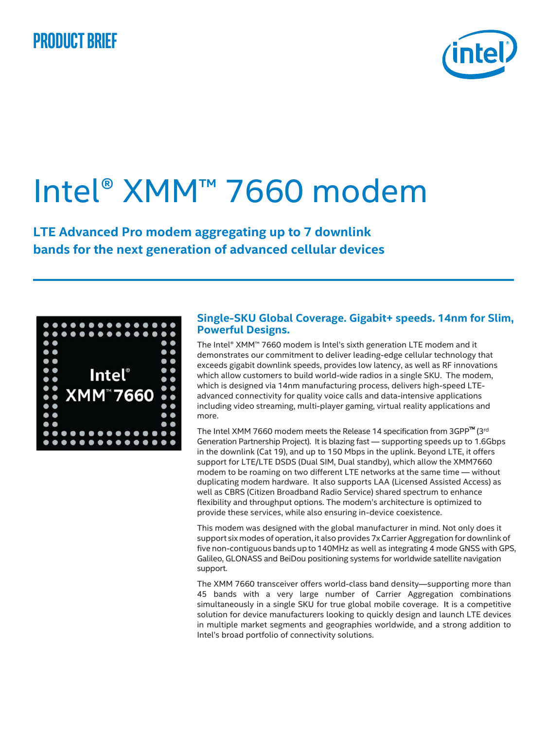PRODUCT BRIEF

# Intel® XMM™ 7660 modem

**LTE Advanced Pro modem aggregating up to 7 downlink bands for the next generation of advanced cellular devices**

## Single-SKU Global Coverage. Gigabit+ speeds. 14nm for Slim, Powerful Designs.

The Intel® XMM™ 7660 modem is Intel's sixth generation LTE modem and it demonstrates our commitment to deliver leading-edge cellular technology that exceeds gigabit downlink speeds, provides low latency, as well as RF innovations which allow customers to build world-wide radios in a single SKU. The modem, which is designed via 14nm manufacturing process, delivers high-speed LTE-advanced connectivity for quality voice calls and data-intensive applications including video streaming, multi-player gaming, virtual reality applications and more.

The Intel XMM 7660 modem meets the Release 14 specification from 3GPP™ (3rd Generation Partnership Project). It is blazing fast — supporting speeds up to 1.6Gbps in the downlink (Cat 19), and up to 150 Mbps in the uplink. Beyond LTE, it offers support for LTE/LTE DSDS (Dual SIM, Dual standby), which allow the XMM7660 modem to be roaming on two different LTE networks at the same time — without duplicating modem hardware. It also supports LAA (Licensed Assisted Access) as well as CBRS (Citizen Broadband Radio Service) shared spectrum to enhance flexibility and throughput options. The modem's architecture is optimized to provide these services, while also ensuring in-device coexistence.

This modem was designed with the global manufacturer in mind. Not only does it support six modes of operation, it also provides 7x Carrier Aggregation for downlink of five non-contiguous bands up to 140MHz as well as integrating 4 mode GNSS with GPS, Galileo, GLONASS and BeiDou positioning systems for worldwide satellite navigation support.

The XMM 7660 transceiver offers world-class band density—supporting more than 45 bands with a very large number of Carrier Aggregation combinations simultaneously in a single SKU for true global mobile coverage. It is a competitive solution for device manufacturers looking to quickly design and launch LTE devices in multiple market segments and geographies worldwide, and a strong addition to Intel's broad portfolio of connectivity solutions.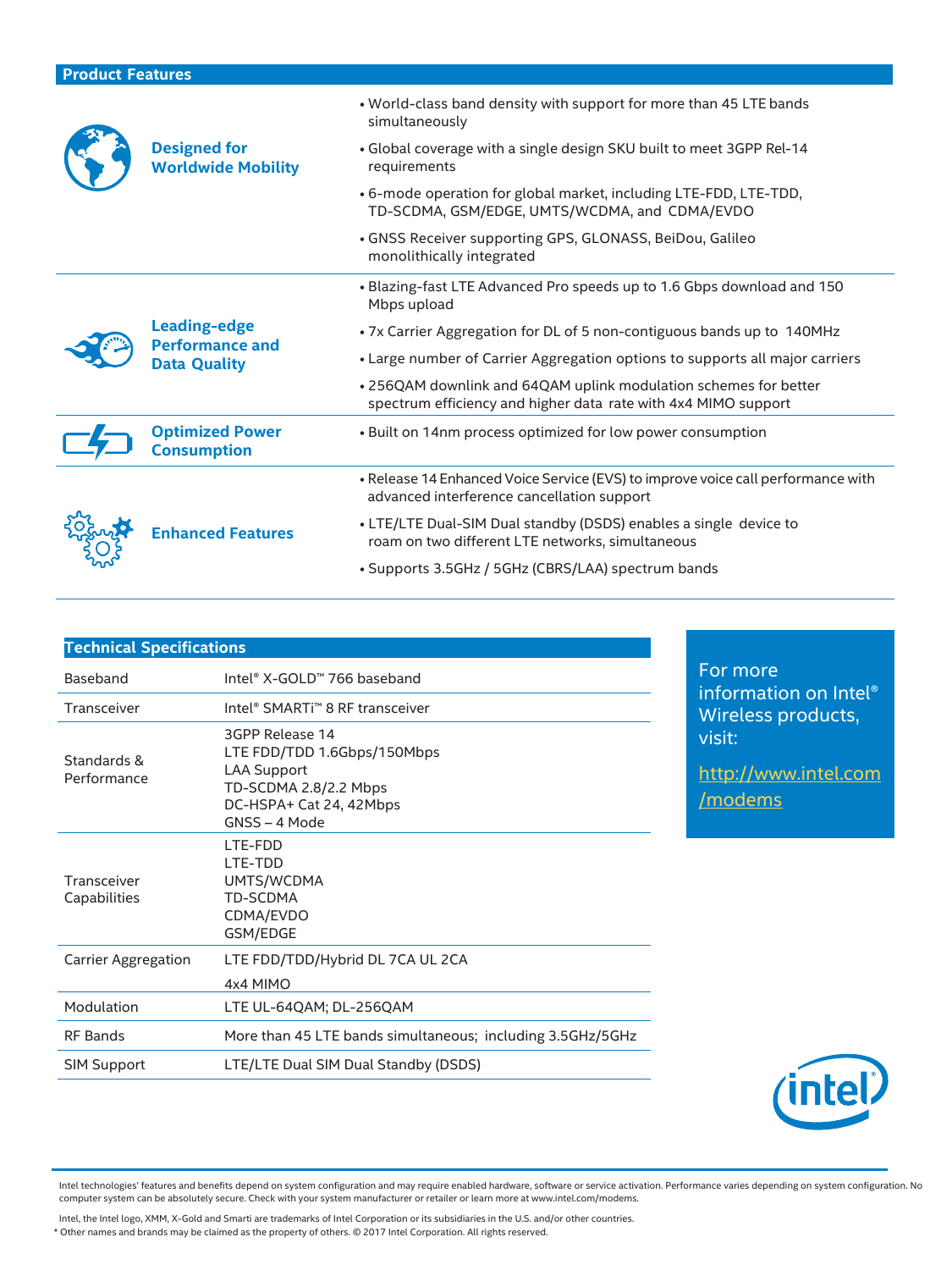## Product Features

### Designed for Worldwide Mobility

- World-class band density with support for more than 45 LTE bands simultaneously
- Global coverage with a single design SKU built to meet 3GPP Rel-14 requirements
- 6-mode operation for global market, including LTE-FDD, LTE-TDD, TD-SCDMA, GSM/EDGE, UMTS/WCDMA, and CDMA/EVDO
- GNSS Receiver supporting GPS, GLONASS, BeiDou, Galileo monolithically integrated

### Leading-edge Performance and Data Quality

- Blazing-fast LTE Advanced Pro speeds up to 1.6 Gbps download and 150 Mbps upload
- 7x Carrier Aggregation for DL of 5 non-contiguous bands up to 140MHz
- Large number of Carrier Aggregation options to supports all major carriers
- 256QAM downlink and 64QAM uplink modulation schemes for better spectrum efficiency and higher data rate with 4x4 MIMO support

### Optimized Power Consumption

- Built on 14nm process optimized for low power consumption

### Enhanced Features

- Release 14 Enhanced Voice Service (EVS) to improve voice call performance with advanced interference cancellation support
- LTE/LTE Dual-SIM Dual standby (DSDS) enables a single device to roam on two different LTE networks, simultaneous
- Supports 3.5GHz / 5GHz (CBRS/LAA) spectrum bands

## Technical Specifications

| | |
|---|---|
| Baseband | Intel® X-GOLD™ 766 baseband |
| Transceiver | Intel® SMARTi™ 8 RF transceiver |
| Standards & Performance | 3GPP Release 14<br>LTE FDD/TDD 1.6Gbps/150Mbps<br>LAA Support<br>TD-SCDMA 2.8/2.2 Mbps<br>DC-HSPA+ Cat 24, 42Mbps<br>GNSS – 4 Mode |
| Transceiver Capabilities | LTE-FDD<br>LTE-TDD<br>UMTS/WCDMA<br>TD-SCDMA<br>CDMA/EVDO<br>GSM/EDGE |
| Carrier Aggregation | LTE FDD/TDD/Hybrid DL 7CA UL 2CA<br>4x4 MIMO |
| Modulation | LTE UL-64QAM; DL-256QAM |
| RF Bands | More than 45 LTE bands simultaneous; including 3.5GHz/5GHz |
| SIM Support | LTE/LTE Dual SIM Dual Standby (DSDS) |

For more information on Intel® Wireless products, visit:

http://www.intel.com/modems

Intel technologies' features and benefits depend on system configuration and may require enabled hardware, software or service activation. Performance varies depending on system configuration. No computer system can be absolutely secure. Check with your system manufacturer or retailer or learn more at www.intel.com/modems.

Intel, the Intel logo, XMM, X-Gold and Smarti are trademarks of Intel Corporation or its subsidiaries in the U.S. and/or other countries.
* Other names and brands may be claimed as the property of others. © 2017 Intel Corporation. All rights reserved.